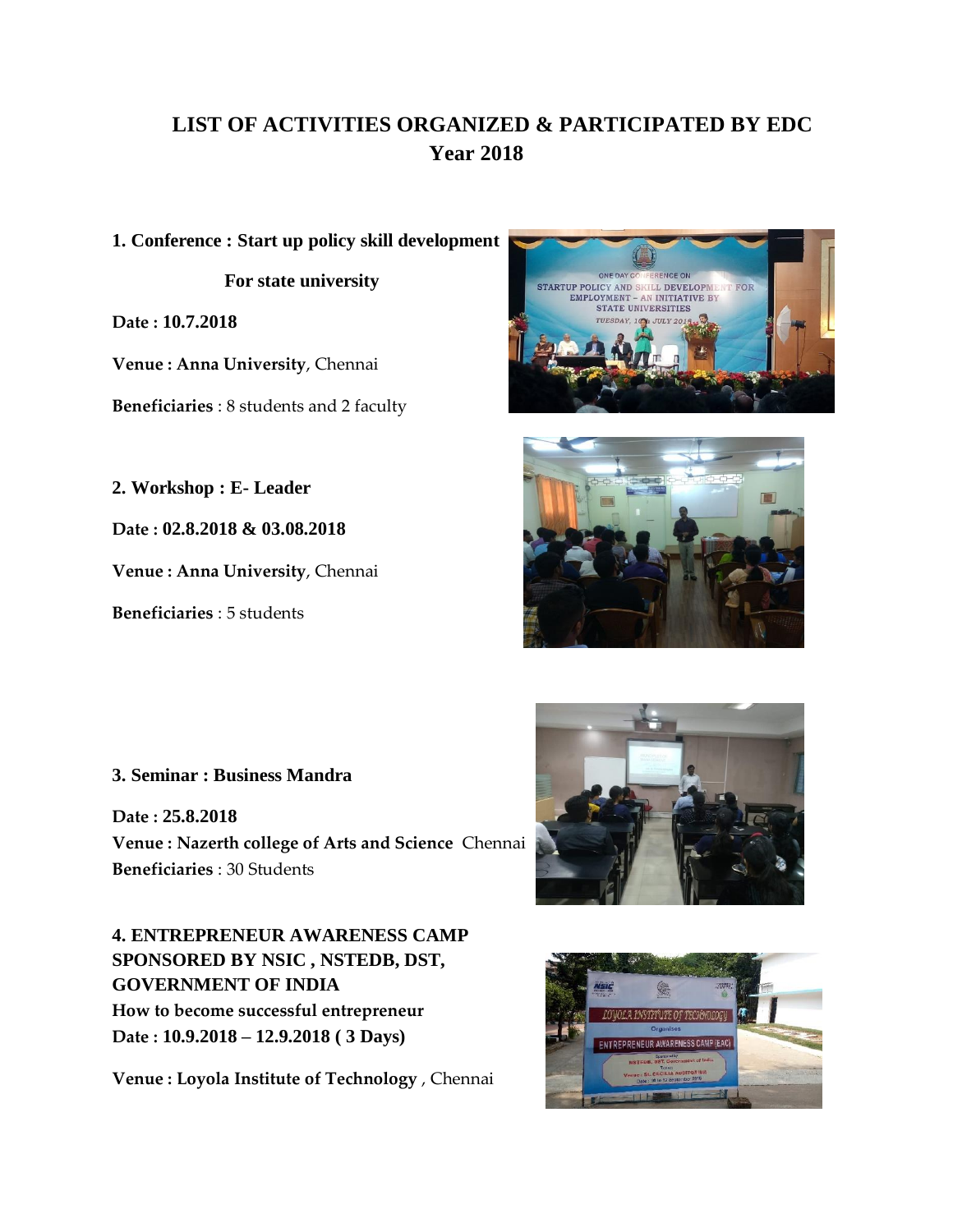# LIST OF ACTIVITIES ORGANIZED & PARTICIPATED BY EDC
## Year 2018

**1. Conference : Start up policy skill development**

**For state university**

**Date : 10.7.2018**

**Venue : Anna University**, Chennai

**Beneficiaries** : 8 students and 2 faculty

**2. Workshop : E- Leader**

**Date : 02.8.2018 & 03.08.2018**

**Venue : Anna University**, Chennai

**Beneficiaries** : 5 students

**3. Seminar : Business Mandra**

**Date : 25.8.2018**

**Venue : Nazerth college of Arts and Science** Chennai

**Beneficiaries** : 30 Students

**4. ENTREPRENEUR AWARENESS CAMP SPONSORED BY NSIC , NSTEDB, DST, GOVERNMENT OF INDIA**

**How to become successful entrepreneur**

**Date : 10.9.2018 – 12.9.2018 ( 3 Days)**

**Venue : Loyola Institute of Technology** , Chennai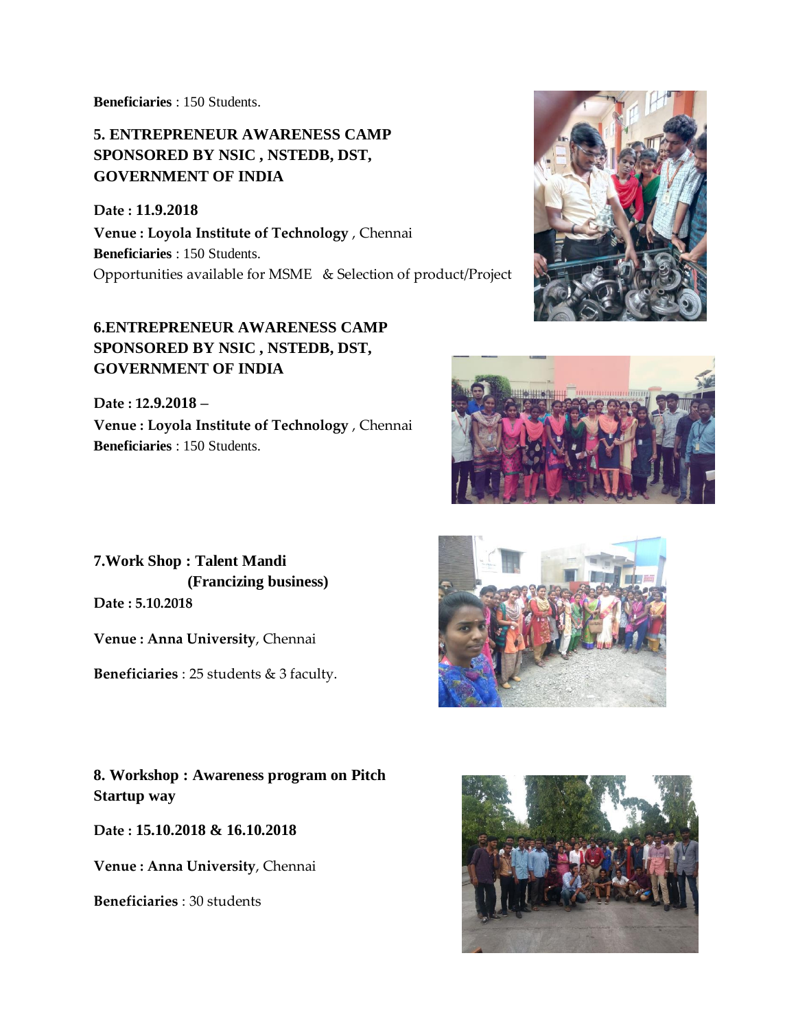**Beneficiaries** : 150 Students.

### 5. ENTREPRENEUR AWARENESS CAMP SPONSORED BY NSIC , NSTEDB, DST, GOVERNMENT OF INDIA

**Date : 11.9.2018**

**Venue : Loyola Institute of Technology** , Chennai

**Beneficiaries** : 150 Students.

Opportunities available for MSME & Selection of product/Project

### 6.ENTREPRENEUR AWARENESS CAMP SPONSORED BY NSIC , NSTEDB, DST, GOVERNMENT OF INDIA

**Date : 12.9.2018 –**

**Venue : Loyola Institute of Technology** , Chennai

**Beneficiaries** : 150 Students.

### 7.Work Shop : Talent Mandi (Francizing business)

**Date : 5.10.2018**

**Venue : Anna University**, Chennai

**Beneficiaries** : 25 students & 3 faculty.

### 8. Workshop : Awareness program on Pitch Startup way

**Date : 15.10.2018 & 16.10.2018**

**Venue : Anna University**, Chennai

**Beneficiaries** : 30 students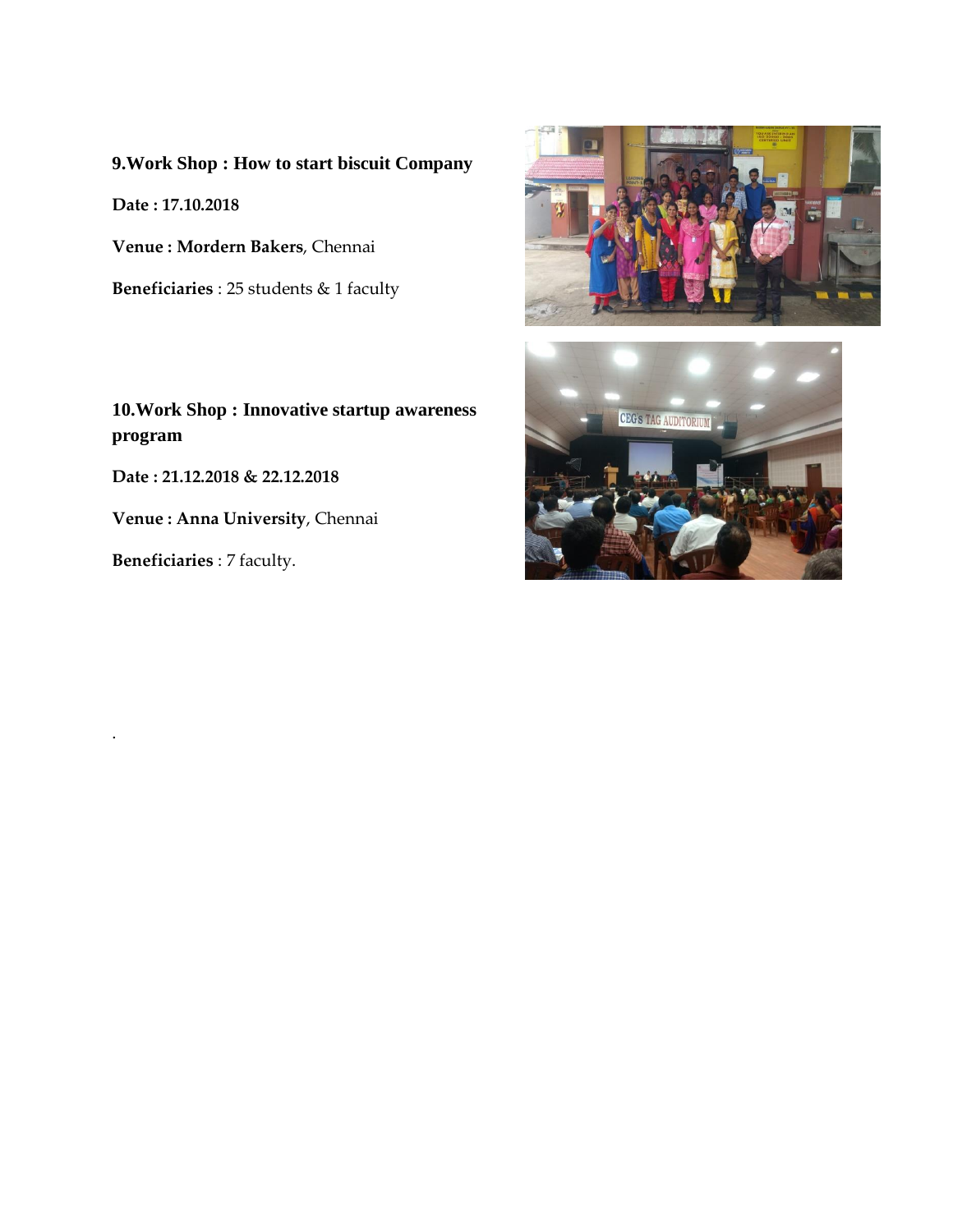**9.Work Shop : How to start biscuit Company**

**Date : 17.10.2018**

**Venue : Mordern Bakers**, Chennai

**Beneficiaries** : 25 students & 1 faculty

**10.Work Shop : Innovative startup awareness program**

**Date : 21.12.2018 & 22.12.2018**

**Venue : Anna University**, Chennai

**Beneficiaries** : 7 faculty.

.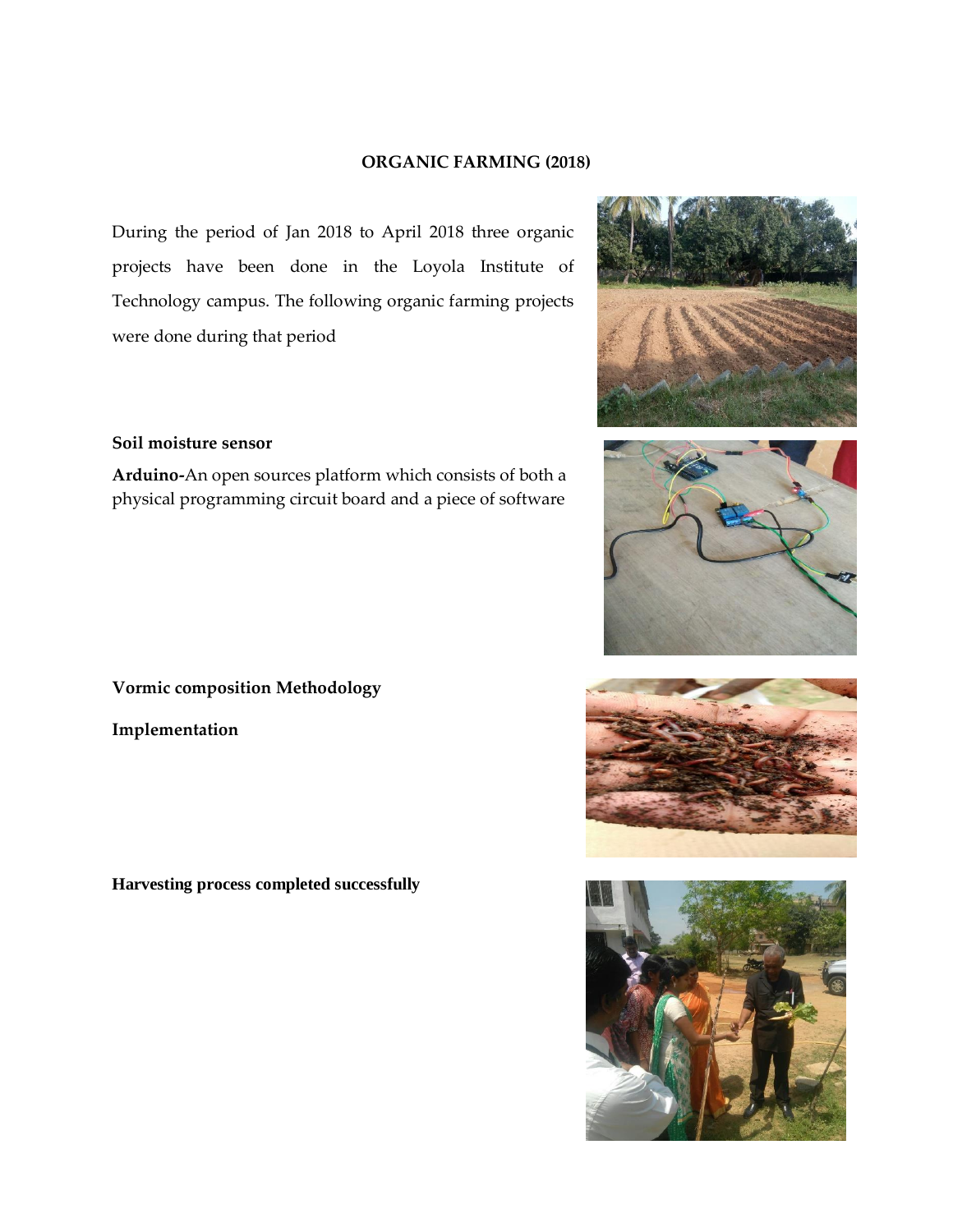**ORGANIC FARMING (2018)**

During the period of Jan 2018 to April 2018 three organic projects have been done in the Loyola Institute of Technology campus. The following organic farming projects were done during that period

**Soil moisture sensor**

**Arduino-**An open sources platform which consists of both a physical programming circuit board and a piece of software

**Vormic composition Methodology**

**Implementation**

**Harvesting process completed successfully**